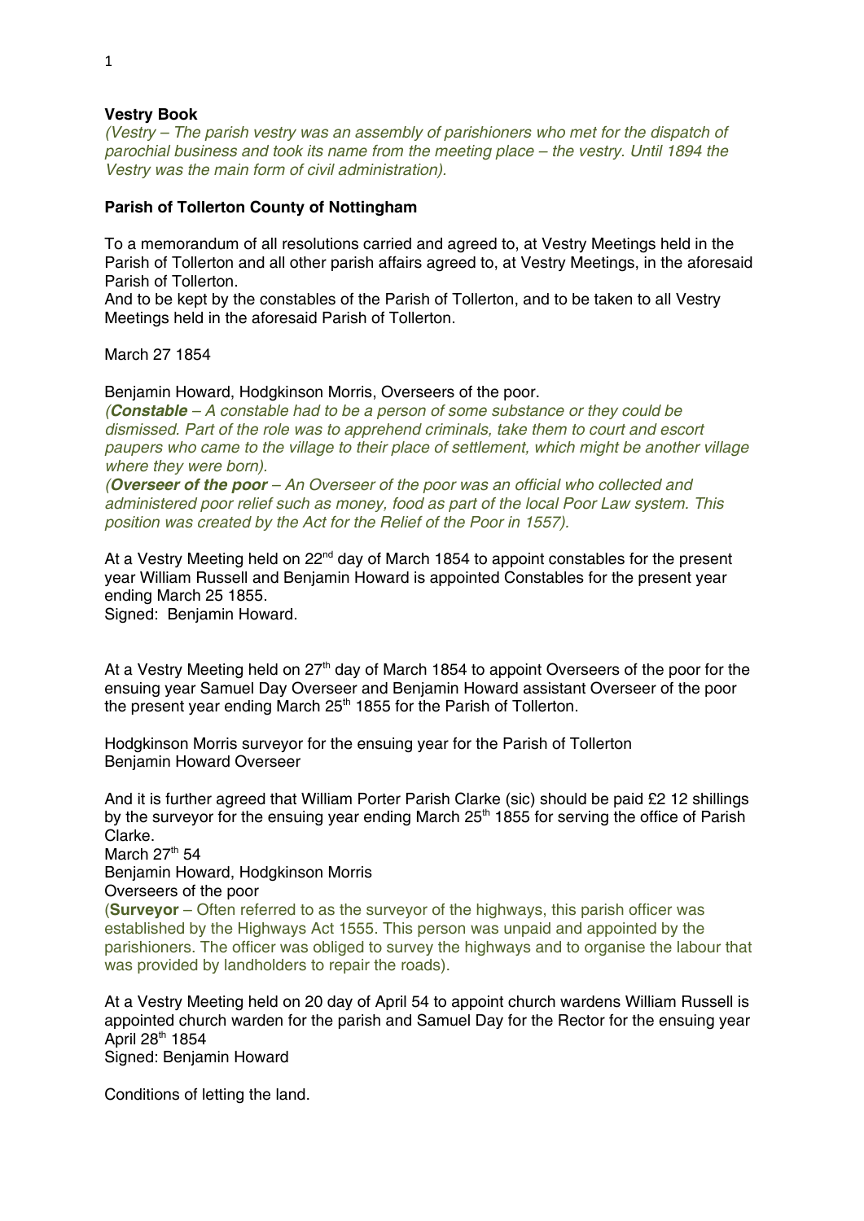**Vestry Book**

*(Vestry – The parish vestry was an assembly of parishioners who met for the dispatch of parochial business and took its name from the meeting place – the vestry. Until 1894 the Vestry was the main form of civil administration).*

**Parish of Tollerton County of Nottingham**

To a memorandum of all resolutions carried and agreed to, at Vestry Meetings held in the Parish of Tollerton and all other parish affairs agreed to, at Vestry Meetings, in the aforesaid Parish of Tollerton.
And to be kept by the constables of the Parish of Tollerton, and to be taken to all Vestry Meetings held in the aforesaid Parish of Tollerton.

March 27 1854

Benjamin Howard, Hodgkinson Morris, Overseers of the poor.
*(**Constable** – A constable had to be a person of some substance or they could be dismissed. Part of the role was to apprehend criminals, take them to court and escort paupers who came to the village to their place of settlement, which might be another village where they were born).*
*(**Overseer of the poor** – An Overseer of the poor was an official who collected and administered poor relief such as money, food as part of the local Poor Law system. This position was created by the Act for the Relief of the Poor in 1557).*

At a Vestry Meeting held on 22nd day of March 1854 to appoint constables for the present year William Russell and Benjamin Howard is appointed Constables for the present year ending March 25 1855.
Signed: Benjamin Howard.

At a Vestry Meeting held on 27th day of March 1854 to appoint Overseers of the poor for the ensuing year Samuel Day Overseer and Benjamin Howard assistant Overseer of the poor the present year ending March 25th 1855 for the Parish of Tollerton.

Hodgkinson Morris surveyor for the ensuing year for the Parish of Tollerton
Benjamin Howard Overseer

And it is further agreed that William Porter Parish Clarke (sic) should be paid £2 12 shillings by the surveyor for the ensuing year ending March 25th 1855 for serving the office of Parish Clarke.
March 27th 54
Benjamin Howard, Hodgkinson Morris
Overseers of the poor
(**Surveyor** – Often referred to as the surveyor of the highways, this parish officer was established by the Highways Act 1555. This person was unpaid and appointed by the parishioners. The officer was obliged to survey the highways and to organise the labour that was provided by landholders to repair the roads).

At a Vestry Meeting held on 20 day of April 54 to appoint church wardens William Russell is appointed church warden for the parish and Samuel Day for the Rector for the ensuing year April 28th 1854
Signed: Benjamin Howard

Conditions of letting the land.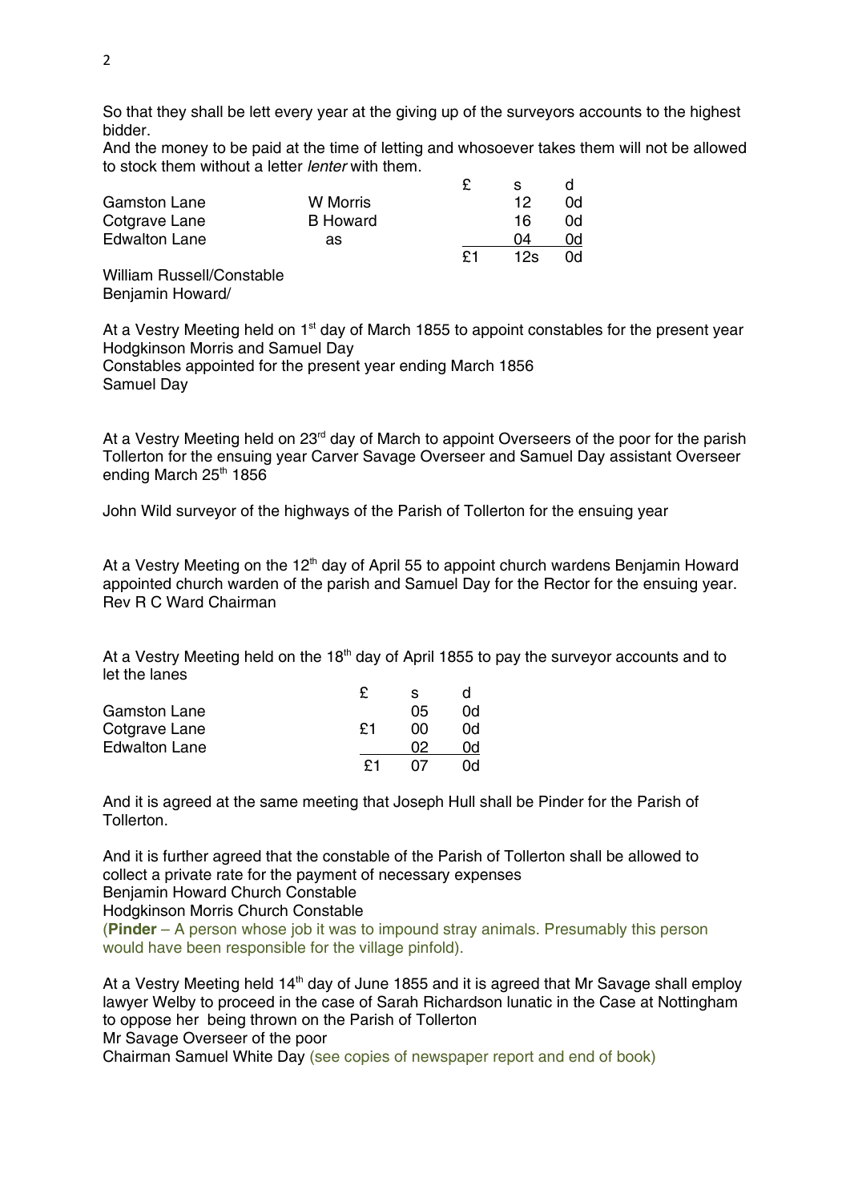So that they shall be lett every year at the giving up of the surveyors accounts to the highest bidder.
And the money to be paid at the time of letting and whosoever takes them will not be allowed to stock them without a letter *lenter* with them.

| | | £ | s | d |
|---|---|---|---|---|
| Gamston Lane | W Morris | | 12 | 0d |
| Cotgrave Lane | B Howard | | 16 | 0d |
| Edwalton Lane | as | | 04 | 0d |
| | | £1 | 12s | 0d |

William Russell/Constable
Benjamin Howard/

At a Vestry Meeting held on 1st day of March 1855 to appoint constables for the present year Hodgkinson Morris and Samuel Day
Constables appointed for the present year ending March 1856
Samuel Day

At a Vestry Meeting held on 23rd day of March to appoint Overseers of the poor for the parish Tollerton for the ensuing year Carver Savage Overseer and Samuel Day assistant Overseer ending March 25th 1856

John Wild surveyor of the highways of the Parish of Tollerton for the ensuing year

At a Vestry Meeting on the 12th day of April 55 to appoint church wardens Benjamin Howard appointed church warden of the parish and Samuel Day for the Rector for the ensuing year.
Rev R C Ward Chairman

At a Vestry Meeting held on the 18th day of April 1855 to pay the surveyor accounts and to let the lanes

| | £ | s | d |
|---|---|---|---|
| Gamston Lane | | 05 | 0d |
| Cotgrave Lane | £1 | 00 | 0d |
| Edwalton Lane | | 02 | 0d |
| | £1 | 07 | 0d |

And it is agreed at the same meeting that Joseph Hull shall be Pinder for the Parish of Tollerton.

And it is further agreed that the constable of the Parish of Tollerton shall be allowed to collect a private rate for the payment of necessary expenses
Benjamin Howard Church Constable
Hodgkinson Morris Church Constable
(**Pinder** – A person whose job it was to impound stray animals. Presumably this person would have been responsible for the village pinfold).

At a Vestry Meeting held 14th day of June 1855 and it is agreed that Mr Savage shall employ lawyer Welby to proceed in the case of Sarah Richardson lunatic in the Case at Nottingham to oppose her being thrown on the Parish of Tollerton
Mr Savage Overseer of the poor
Chairman Samuel White Day (see copies of newspaper report and end of book)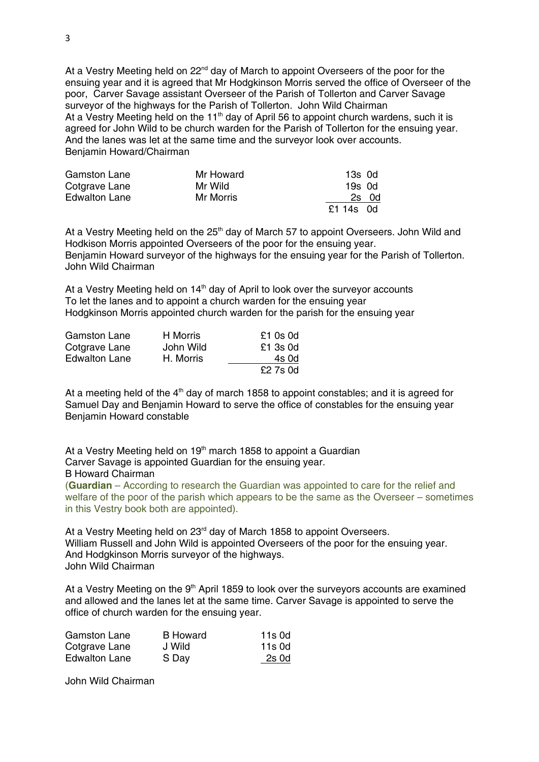At a Vestry Meeting held on 22nd day of March to appoint Overseers of the poor for the ensuing year and it is agreed that Mr Hodgkinson Morris served the office of Overseer of the poor, Carver Savage assistant Overseer of the Parish of Tollerton and Carver Savage surveyor of the highways for the Parish of Tollerton. John Wild Chairman
At a Vestry Meeting held on the 11th day of April 56 to appoint church wardens, such it is agreed for John Wild to be church warden for the Parish of Tollerton for the ensuing year. And the lanes was let at the same time and the surveyor look over accounts.
Benjamin Howard/Chairman

| | | |
|---|---|---|
| Gamston Lane | Mr Howard | 13s 0d |
| Cotgrave Lane | Mr Wild | 19s 0d |
| Edwalton Lane | Mr Morris | 2s 0d |
| | | £1 14s 0d |

At a Vestry Meeting held on the 25th day of March 57 to appoint Overseers. John Wild and Hodkison Morris appointed Overseers of the poor for the ensuing year.
Benjamin Howard surveyor of the highways for the ensuing year for the Parish of Tollerton.
John Wild Chairman

At a Vestry Meeting held on 14th day of April to look over the surveyor accounts
To let the lanes and to appoint a church warden for the ensuing year
Hodgkinson Morris appointed church warden for the parish for the ensuing year

| | | |
|---|---|---|
| Gamston Lane | H Morris | £1 0s 0d |
| Cotgrave Lane | John Wild | £1 3s 0d |
| Edwalton Lane | H. Morris | 4s 0d |
| | | £2 7s 0d |

At a meeting held of the 4th day of march 1858 to appoint constables; and it is agreed for Samuel Day and Benjamin Howard to serve the office of constables for the ensuing year
Benjamin Howard constable

At a Vestry Meeting held on 19th march 1858 to appoint a Guardian
Carver Savage is appointed Guardian for the ensuing year.
B Howard Chairman
(**Guardian** – According to research the Guardian was appointed to care for the relief and welfare of the poor of the parish which appears to be the same as the Overseer – sometimes in this Vestry book both are appointed).

At a Vestry Meeting held on 23rd day of March 1858 to appoint Overseers.
William Russell and John Wild is appointed Overseers of the poor for the ensuing year.
And Hodgkinson Morris surveyor of the highways.
John Wild Chairman

At a Vestry Meeting on the 9th April 1859 to look over the surveyors accounts are examined and allowed and the lanes let at the same time. Carver Savage is appointed to serve the office of church warden for the ensuing year.

| | | |
|---|---|---|
| Gamston Lane | B Howard | 11s 0d |
| Cotgrave Lane | J Wild | 11s 0d |
| Edwalton Lane | S Day | 2s 0d |

John Wild Chairman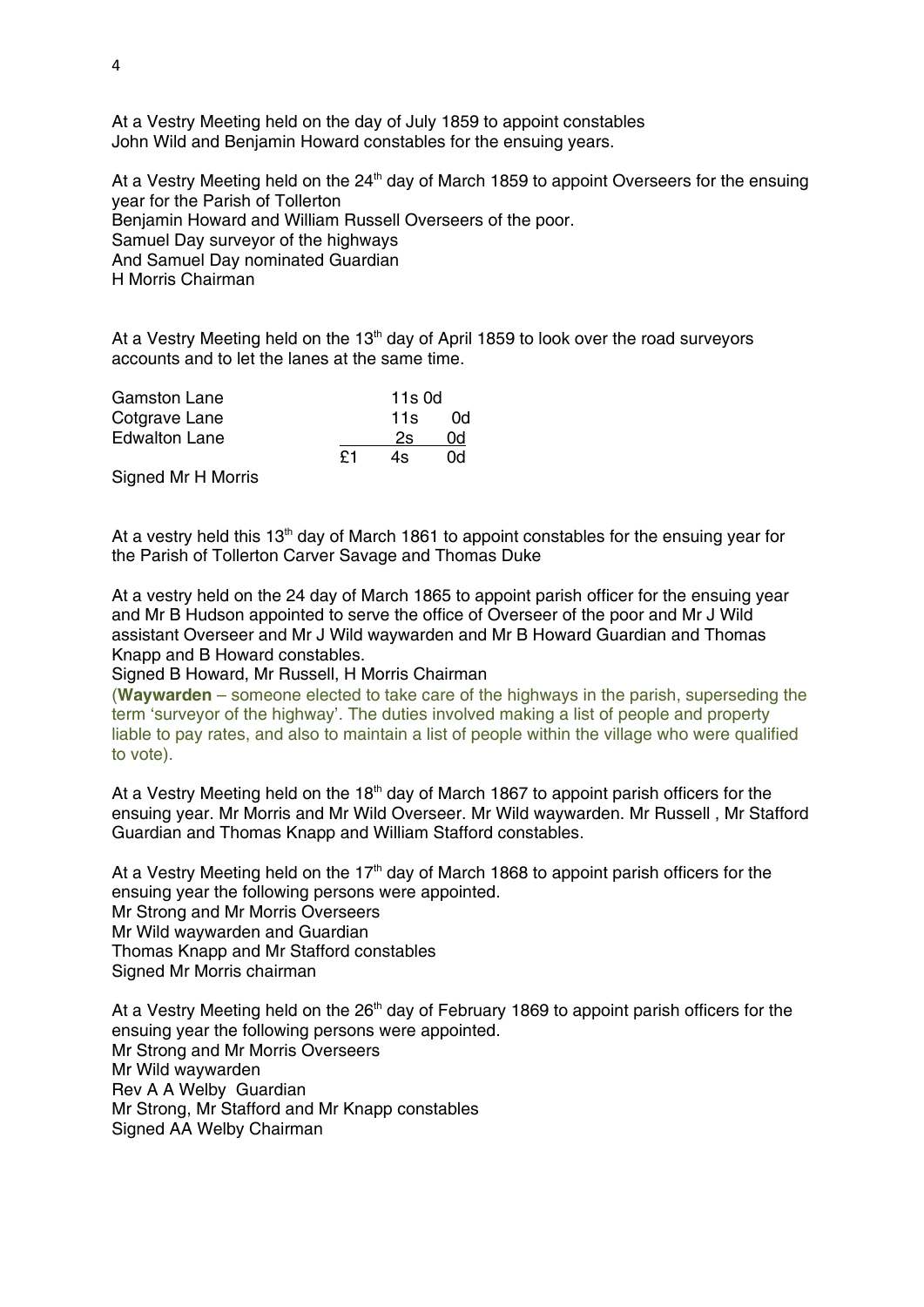At a Vestry Meeting held on the day of July 1859 to appoint constables
John Wild and Benjamin Howard constables for the ensuing years.

At a Vestry Meeting held on the 24th day of March 1859 to appoint Overseers for the ensuing year for the Parish of Tollerton
Benjamin Howard and William Russell Overseers of the poor.
Samuel Day surveyor of the highways
And Samuel Day nominated Guardian
H Morris Chairman

At a Vestry Meeting held on the 13th day of April 1859 to look over the road surveyors accounts and to let the lanes at the same time.

| | | | |
|---|---|---|---|
| Gamston Lane | | 11s | 0d |
| Cotgrave Lane | | 11s | 0d |
| Edwalton Lane | | 2s | 0d |
| | £1 | 4s | 0d |

Signed Mr H Morris

At a vestry held this 13th day of March 1861 to appoint constables for the ensuing year for the Parish of Tollerton Carver Savage and Thomas Duke

At a vestry held on the 24 day of March 1865 to appoint parish officer for the ensuing year and Mr B Hudson appointed to serve the office of Overseer of the poor and Mr J Wild assistant Overseer and Mr J Wild waywarden and Mr B Howard Guardian and Thomas Knapp and B Howard constables.
Signed B Howard, Mr Russell, H Morris Chairman
(**Waywarden** – someone elected to take care of the highways in the parish, superseding the term 'surveyor of the highway'. The duties involved making a list of people and property liable to pay rates, and also to maintain a list of people within the village who were qualified to vote).

At a Vestry Meeting held on the 18th day of March 1867 to appoint parish officers for the ensuing year. Mr Morris and Mr Wild Overseer. Mr Wild waywarden. Mr Russell , Mr Stafford Guardian and Thomas Knapp and William Stafford constables.

At a Vestry Meeting held on the 17th day of March 1868 to appoint parish officers for the ensuing year the following persons were appointed.
Mr Strong and Mr Morris Overseers
Mr Wild waywarden and Guardian
Thomas Knapp and Mr Stafford constables
Signed Mr Morris chairman

At a Vestry Meeting held on the 26th day of February 1869 to appoint parish officers for the ensuing year the following persons were appointed.
Mr Strong and Mr Morris Overseers
Mr Wild waywarden
Rev A A Welby Guardian
Mr Strong, Mr Stafford and Mr Knapp constables
Signed AA Welby Chairman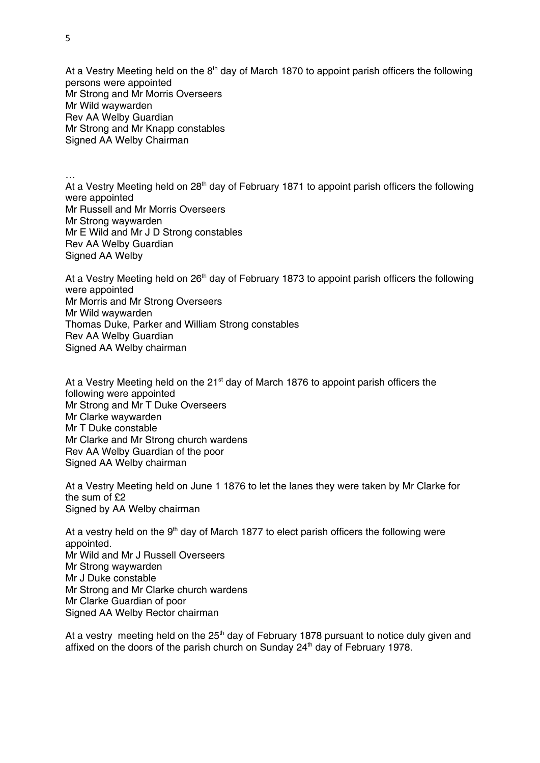At a Vestry Meeting held on the 8th day of March 1870 to appoint parish officers the following persons were appointed
Mr Strong and Mr Morris Overseers
Mr Wild waywarden
Rev AA Welby Guardian
Mr Strong and Mr Knapp constables
Signed AA Welby Chairman

…
At a Vestry Meeting held on 28th day of February 1871 to appoint parish officers the following were appointed
Mr Russell and Mr Morris Overseers
Mr Strong waywarden
Mr E Wild and Mr J D Strong constables
Rev AA Welby Guardian
Signed AA Welby

At a Vestry Meeting held on 26th day of February 1873 to appoint parish officers the following were appointed
Mr Morris and Mr Strong Overseers
Mr Wild waywarden
Thomas Duke, Parker and William Strong constables
Rev AA Welby Guardian
Signed AA Welby chairman

At a Vestry Meeting held on the 21st day of March 1876 to appoint parish officers the following were appointed
Mr Strong and Mr T Duke Overseers
Mr Clarke waywarden
Mr T Duke constable
Mr Clarke and Mr Strong church wardens
Rev AA Welby Guardian of the poor
Signed AA Welby chairman

At a Vestry Meeting held on June 1 1876 to let the lanes they were taken by Mr Clarke for the sum of £2
Signed by AA Welby chairman

At a vestry held on the 9th day of March 1877 to elect parish officers the following were appointed.
Mr Wild and Mr J Russell Overseers
Mr Strong waywarden
Mr J Duke constable
Mr Strong and Mr Clarke church wardens
Mr Clarke Guardian of poor
Signed AA Welby Rector chairman

At a vestry meeting held on the 25th day of February 1878 pursuant to notice duly given and affixed on the doors of the parish church on Sunday 24th day of February 1978.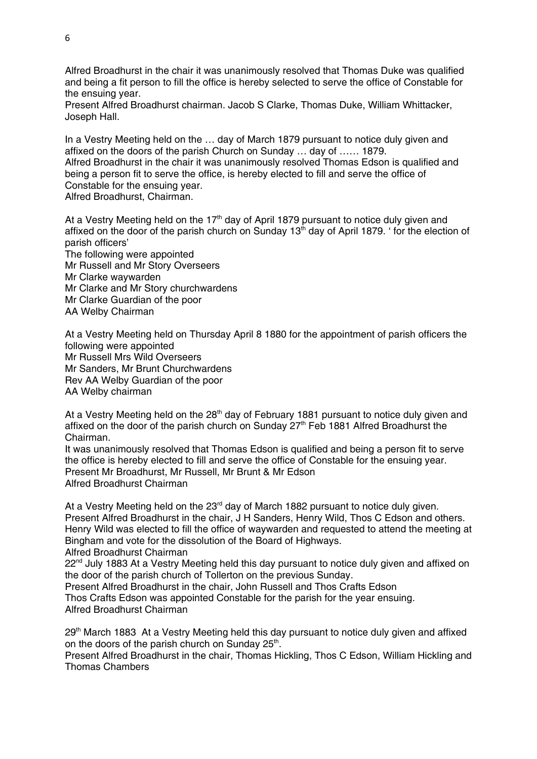Alfred Broadhurst in the chair it was unanimously resolved that Thomas Duke was qualified and being a fit person to fill the office is hereby selected to serve the office of Constable for the ensuing year.
Present Alfred Broadhurst chairman. Jacob S Clarke, Thomas Duke, William Whittacker, Joseph Hall.

In a Vestry Meeting held on the … day of March 1879 pursuant to notice duly given and affixed on the doors of the parish Church on Sunday … day of …… 1879.
Alfred Broadhurst in the chair it was unanimously resolved Thomas Edson is qualified and being a person fit to serve the office, is hereby elected to fill and serve the office of Constable for the ensuing year.
Alfred Broadhurst, Chairman.

At a Vestry Meeting held on the 17th day of April 1879 pursuant to notice duly given and affixed on the door of the parish church on Sunday 13th day of April 1879. ' for the election of parish officers'
The following were appointed
Mr Russell and Mr Story Overseers
Mr Clarke waywarden
Mr Clarke and Mr Story churchwardens
Mr Clarke Guardian of the poor
AA Welby Chairman

At a Vestry Meeting held on Thursday April 8 1880 for the appointment of parish officers the following were appointed
Mr Russell Mrs Wild Overseers
Mr Sanders, Mr Brunt Churchwardens
Rev AA Welby Guardian of the poor
AA Welby chairman

At a Vestry Meeting held on the 28th day of February 1881 pursuant to notice duly given and affixed on the door of the parish church on Sunday 27th Feb 1881 Alfred Broadhurst the Chairman.
It was unanimously resolved that Thomas Edson is qualified and being a person fit to serve the office is hereby elected to fill and serve the office of Constable for the ensuing year.
Present Mr Broadhurst, Mr Russell, Mr Brunt & Mr Edson
Alfred Broadhurst Chairman

At a Vestry Meeting held on the 23rd day of March 1882 pursuant to notice duly given.
Present Alfred Broadhurst in the chair, J H Sanders, Henry Wild, Thos C Edson and others.
Henry Wild was elected to fill the office of waywarden and requested to attend the meeting at Bingham and vote for the dissolution of the Board of Highways.
Alfred Broadhurst Chairman
22nd July 1883 At a Vestry Meeting held this day pursuant to notice duly given and affixed on the door of the parish church of Tollerton on the previous Sunday.
Present Alfred Broadhurst in the chair, John Russell and Thos Crafts Edson
Thos Crafts Edson was appointed Constable for the parish for the year ensuing.
Alfred Broadhurst Chairman

29th March 1883 At a Vestry Meeting held this day pursuant to notice duly given and affixed on the doors of the parish church on Sunday 25th.
Present Alfred Broadhurst in the chair, Thomas Hickling, Thos C Edson, William Hickling and Thomas Chambers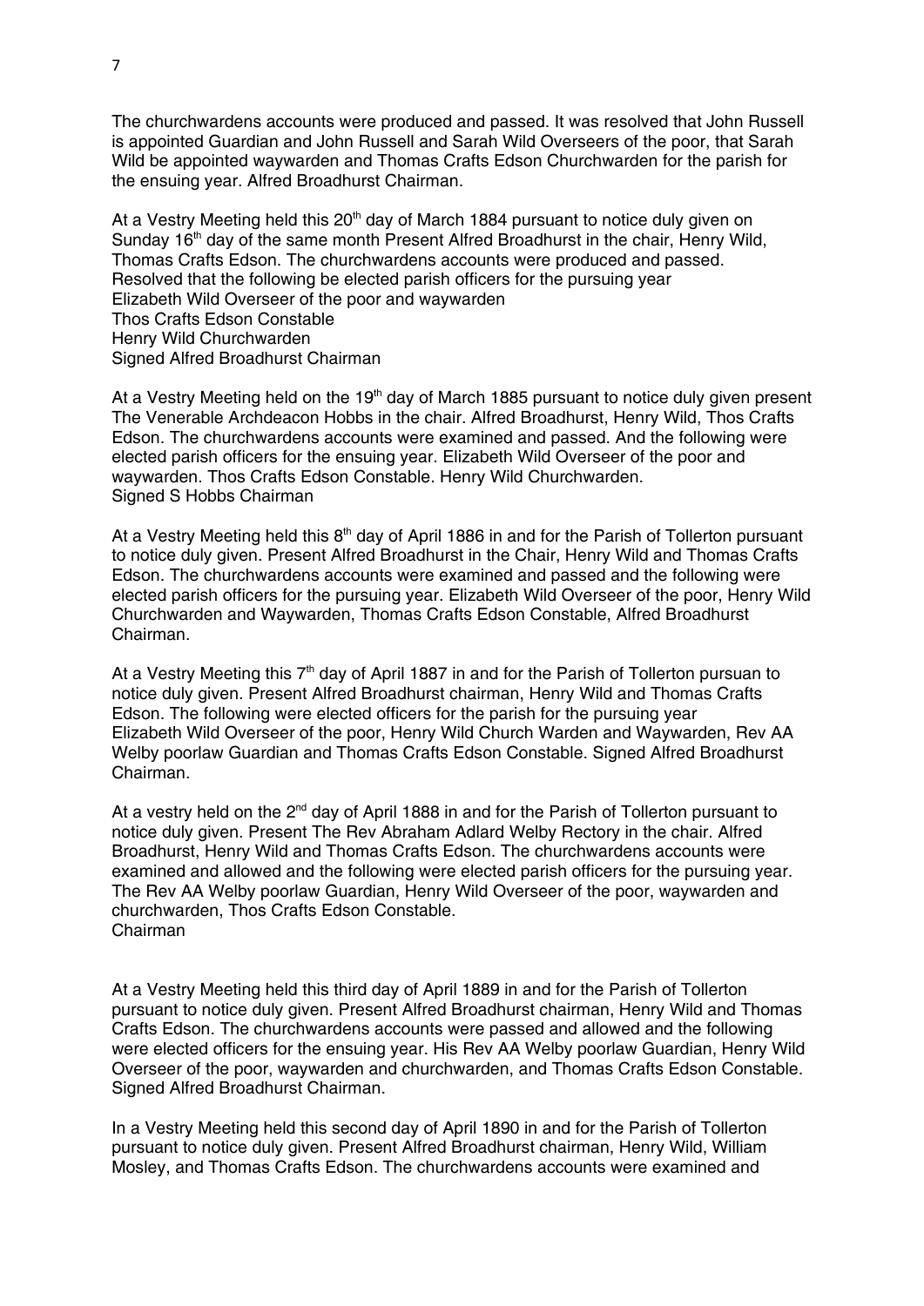The churchwardens accounts were produced and passed. It was resolved that John Russell is appointed Guardian and John Russell and Sarah Wild Overseers of the poor, that Sarah Wild be appointed waywarden and Thomas Crafts Edson Churchwarden for the parish for the ensuing year. Alfred Broadhurst Chairman.

At a Vestry Meeting held this 20th day of March 1884 pursuant to notice duly given on Sunday 16th day of the same month Present Alfred Broadhurst in the chair, Henry Wild, Thomas Crafts Edson. The churchwardens accounts were produced and passed.
Resolved that the following be elected parish officers for the pursuing year
Elizabeth Wild Overseer of the poor and waywarden
Thos Crafts Edson Constable
Henry Wild Churchwarden
Signed Alfred Broadhurst Chairman

At a Vestry Meeting held on the 19th day of March 1885 pursuant to notice duly given present The Venerable Archdeacon Hobbs in the chair. Alfred Broadhurst, Henry Wild, Thos Crafts Edson. The churchwardens accounts were examined and passed. And the following were elected parish officers for the ensuing year. Elizabeth Wild Overseer of the poor and waywarden. Thos Crafts Edson Constable. Henry Wild Churchwarden.
Signed S Hobbs Chairman

At a Vestry Meeting held this 8th day of April 1886 in and for the Parish of Tollerton pursuant to notice duly given. Present Alfred Broadhurst in the Chair, Henry Wild and Thomas Crafts Edson. The churchwardens accounts were examined and passed and the following were elected parish officers for the pursuing year. Elizabeth Wild Overseer of the poor, Henry Wild Churchwarden and Waywarden, Thomas Crafts Edson Constable, Alfred Broadhurst Chairman.

At a Vestry Meeting this 7th day of April 1887 in and for the Parish of Tollerton pursuan to notice duly given. Present Alfred Broadhurst chairman, Henry Wild and Thomas Crafts Edson. The following were elected officers for the parish for the pursuing year
Elizabeth Wild Overseer of the poor, Henry Wild Church Warden and Waywarden, Rev AA Welby poorlaw Guardian and Thomas Crafts Edson Constable. Signed Alfred Broadhurst Chairman.

At a vestry held on the 2nd day of April 1888 in and for the Parish of Tollerton pursuant to notice duly given. Present The Rev Abraham Adlard Welby Rectory in the chair. Alfred Broadhurst, Henry Wild and Thomas Crafts Edson. The churchwardens accounts were examined and allowed and the following were elected parish officers for the pursuing year. The Rev AA Welby poorlaw Guardian, Henry Wild Overseer of the poor, waywarden and churchwarden, Thos Crafts Edson Constable.
Chairman

At a Vestry Meeting held this third day of April 1889 in and for the Parish of Tollerton pursuant to notice duly given. Present Alfred Broadhurst chairman, Henry Wild and Thomas Crafts Edson. The churchwardens accounts were passed and allowed and the following were elected officers for the ensuing year. His Rev AA Welby poorlaw Guardian, Henry Wild Overseer of the poor, waywarden and churchwarden, and Thomas Crafts Edson Constable. Signed Alfred Broadhurst Chairman.

In a Vestry Meeting held this second day of April 1890 in and for the Parish of Tollerton pursuant to notice duly given. Present Alfred Broadhurst chairman, Henry Wild, William Mosley, and Thomas Crafts Edson. The churchwardens accounts were examined and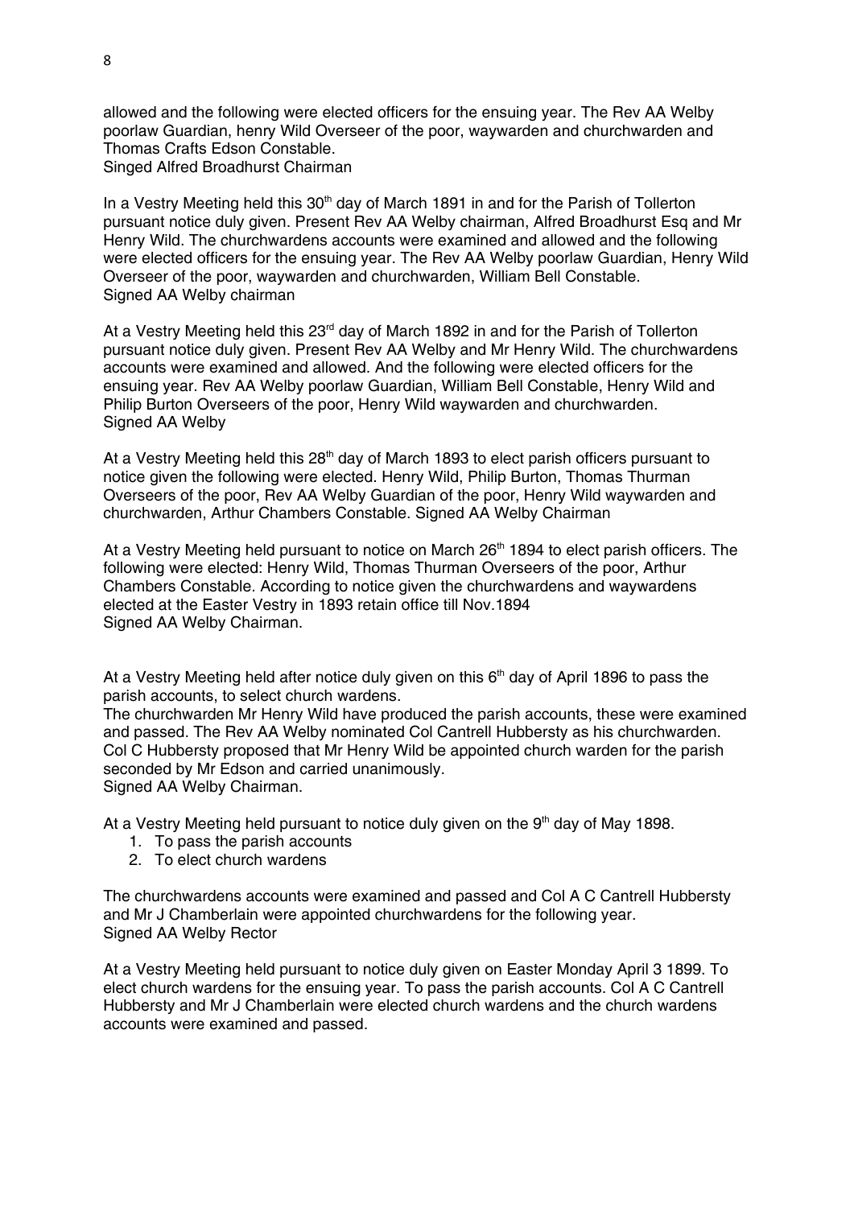allowed and the following were elected officers for the ensuing year. The Rev AA Welby poorlaw Guardian, henry Wild Overseer of the poor, waywarden and churchwarden and Thomas Crafts Edson Constable.
Singed Alfred Broadhurst Chairman

In a Vestry Meeting held this 30th day of March 1891 in and for the Parish of Tollerton pursuant notice duly given. Present Rev AA Welby chairman, Alfred Broadhurst Esq and Mr Henry Wild. The churchwardens accounts were examined and allowed and the following were elected officers for the ensuing year. The Rev AA Welby poorlaw Guardian, Henry Wild Overseer of the poor, waywarden and churchwarden, William Bell Constable.
Signed AA Welby chairman

At a Vestry Meeting held this 23rd day of March 1892 in and for the Parish of Tollerton pursuant notice duly given. Present Rev AA Welby and Mr Henry Wild. The churchwardens accounts were examined and allowed. And the following were elected officers for the ensuing year. Rev AA Welby poorlaw Guardian, William Bell Constable, Henry Wild and Philip Burton Overseers of the poor, Henry Wild waywarden and churchwarden.
Signed AA Welby

At a Vestry Meeting held this 28th day of March 1893 to elect parish officers pursuant to notice given the following were elected. Henry Wild, Philip Burton, Thomas Thurman Overseers of the poor, Rev AA Welby Guardian of the poor, Henry Wild waywarden and churchwarden, Arthur Chambers Constable. Signed AA Welby Chairman

At a Vestry Meeting held pursuant to notice on March 26th 1894 to elect parish officers. The following were elected: Henry Wild, Thomas Thurman Overseers of the poor, Arthur Chambers Constable. According to notice given the churchwardens and waywardens elected at the Easter Vestry in 1893 retain office till Nov.1894
Signed AA Welby Chairman.

At a Vestry Meeting held after notice duly given on this 6th day of April 1896 to pass the parish accounts, to select church wardens.
The churchwarden Mr Henry Wild have produced the parish accounts, these were examined and passed. The Rev AA Welby nominated Col Cantrell Hubbersty as his churchwarden. Col C Hubbersty proposed that Mr Henry Wild be appointed church warden for the parish seconded by Mr Edson and carried unanimously.
Signed AA Welby Chairman.

At a Vestry Meeting held pursuant to notice duly given on the 9th day of May 1898.

1. To pass the parish accounts
2. To elect church wardens

The churchwardens accounts were examined and passed and Col A C Cantrell Hubbersty and Mr J Chamberlain were appointed churchwardens for the following year.
Signed AA Welby Rector

At a Vestry Meeting held pursuant to notice duly given on Easter Monday April 3 1899. To elect church wardens for the ensuing year. To pass the parish accounts. Col A C Cantrell Hubbersty and Mr J Chamberlain were elected church wardens and the church wardens accounts were examined and passed.